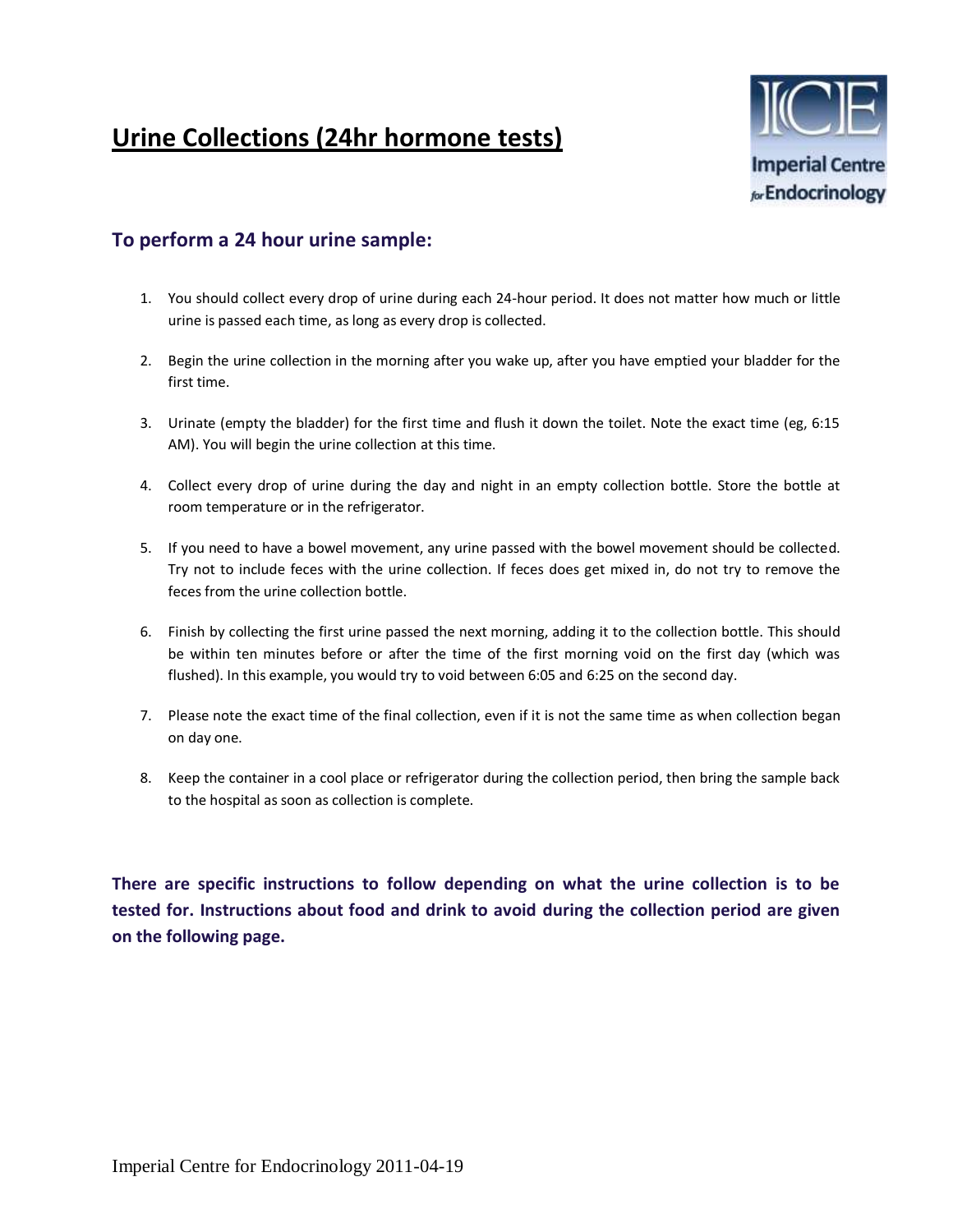# Urine Collections (24hr hormone tests)

Imperial Centre for Endocrinology

## To perform a 24 hour urine sample:

1. You should collect every drop of urine during each 24-hour period. It does not matter how much or little urine is passed each time, as long as every drop is collected.

2. Begin the urine collection in the morning after you wake up, after you have emptied your bladder for the first time.

3. Urinate (empty the bladder) for the first time and flush it down the toilet. Note the exact time (eg, 6:15 AM). You will begin the urine collection at this time.

4. Collect every drop of urine during the day and night in an empty collection bottle. Store the bottle at room temperature or in the refrigerator.

5. If you need to have a bowel movement, any urine passed with the bowel movement should be collected. Try not to include feces with the urine collection. If feces does get mixed in, do not try to remove the feces from the urine collection bottle.

6. Finish by collecting the first urine passed the next morning, adding it to the collection bottle. This should be within ten minutes before or after the time of the first morning void on the first day (which was flushed). In this example, you would try to void between 6:05 and 6:25 on the second day.

7. Please note the exact time of the final collection, even if it is not the same time as when collection began on day one.

8. Keep the container in a cool place or refrigerator during the collection period, then bring the sample back to the hospital as soon as collection is complete.

**There are specific instructions to follow depending on what the urine collection is to be tested for. Instructions about food and drink to avoid during the collection period are given on the following page.**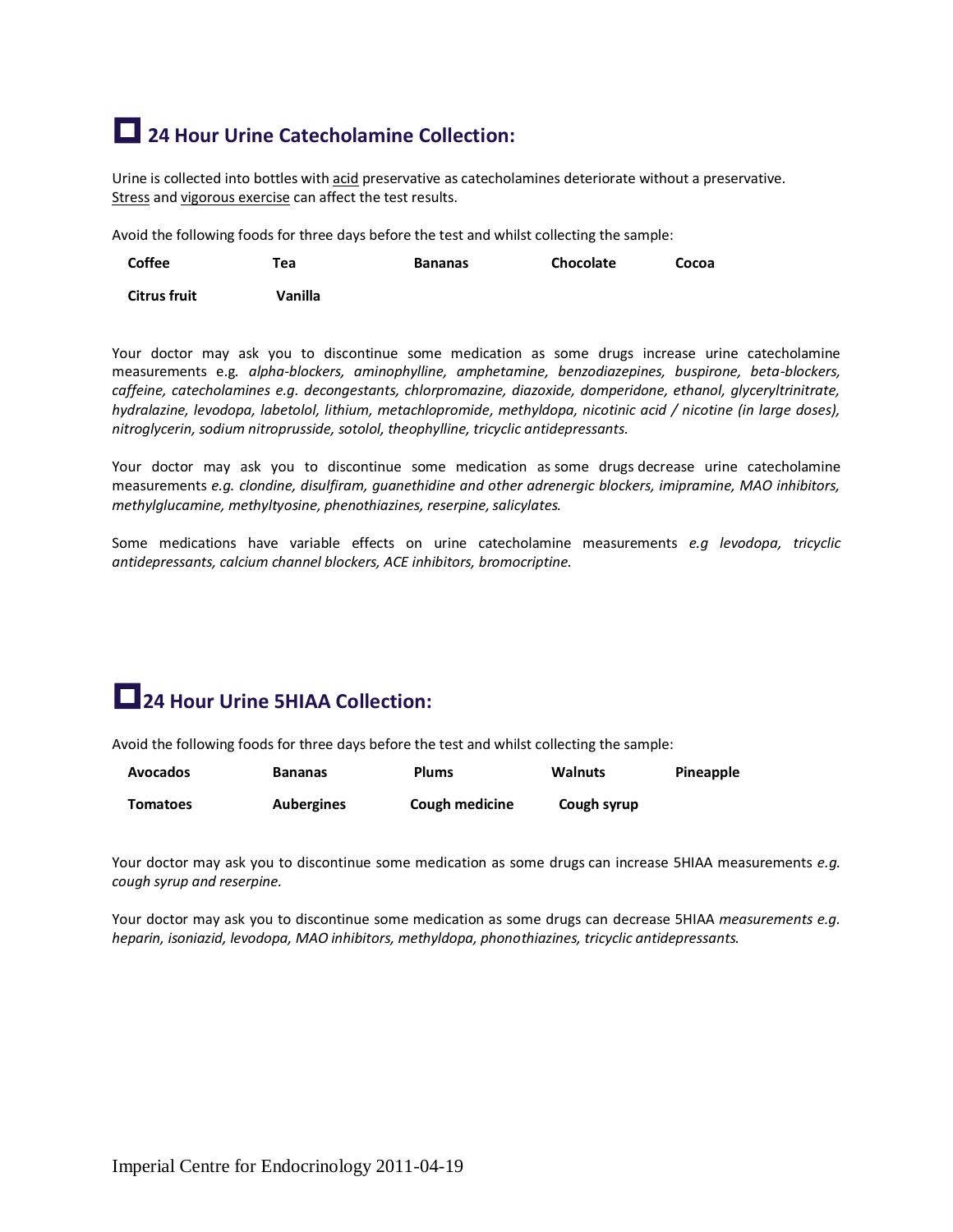## ☐ 24 Hour Urine Catecholamine Collection:

Urine is collected into bottles with acid preservative as catecholamines deteriorate without a preservative. Stress and vigorous exercise can affect the test results.

Avoid the following foods for three days before the test and whilst collecting the sample:

| | | | | |
|---|---|---|---|---|
| **Coffee** | **Tea** | **Bananas** | **Chocolate** | **Cocoa** |
| **Citrus fruit** | **Vanilla** | | | |

Your doctor may ask you to discontinue some medication as some drugs increase urine catecholamine measurements e.g. *alpha-blockers, aminophylline, amphetamine, benzodiazepines, buspirone, beta-blockers, caffeine, catecholamines e.g. decongestants, chlorpromazine, diazoxide, domperidone, ethanol, glyceryltrinitrate, hydralazine, levodopa, labetolol, lithium, metachlopromide, methyldopa, nicotinic acid / nicotine (in large doses), nitroglycerin, sodium nitroprusside, sotolol, theophylline, tricyclic antidepressants.*

Your doctor may ask you to discontinue some medication as some drugs decrease urine catecholamine measurements *e.g. clondine, disulfiram, guanethidine and other adrenergic blockers, imipramine, MAO inhibitors, methylglucamine, methyltyosine, phenothiazines, reserpine, salicylates.*

Some medications have variable effects on urine catecholamine measurements *e.g levodopa, tricyclic antidepressants, calcium channel blockers, ACE inhibitors, bromocriptine.*

## ☐ 24 Hour Urine 5HIAA Collection:

Avoid the following foods for three days before the test and whilst collecting the sample:

| | | | | |
|---|---|---|---|---|
| **Avocados** | **Bananas** | **Plums** | **Walnuts** | **Pineapple** |
| **Tomatoes** | **Aubergines** | **Cough medicine** | **Cough syrup** | |

Your doctor may ask you to discontinue some medication as some drugs can increase 5HIAA measurements *e.g. cough syrup and reserpine.*

Your doctor may ask you to discontinue some medication as some drugs can decrease 5HIAA *measurements e.g. heparin, isoniazid, levodopa, MAO inhibitors, methyldopa, phonothiazines, tricyclic antidepressants.*

Imperial Centre for Endocrinology 2011-04-19